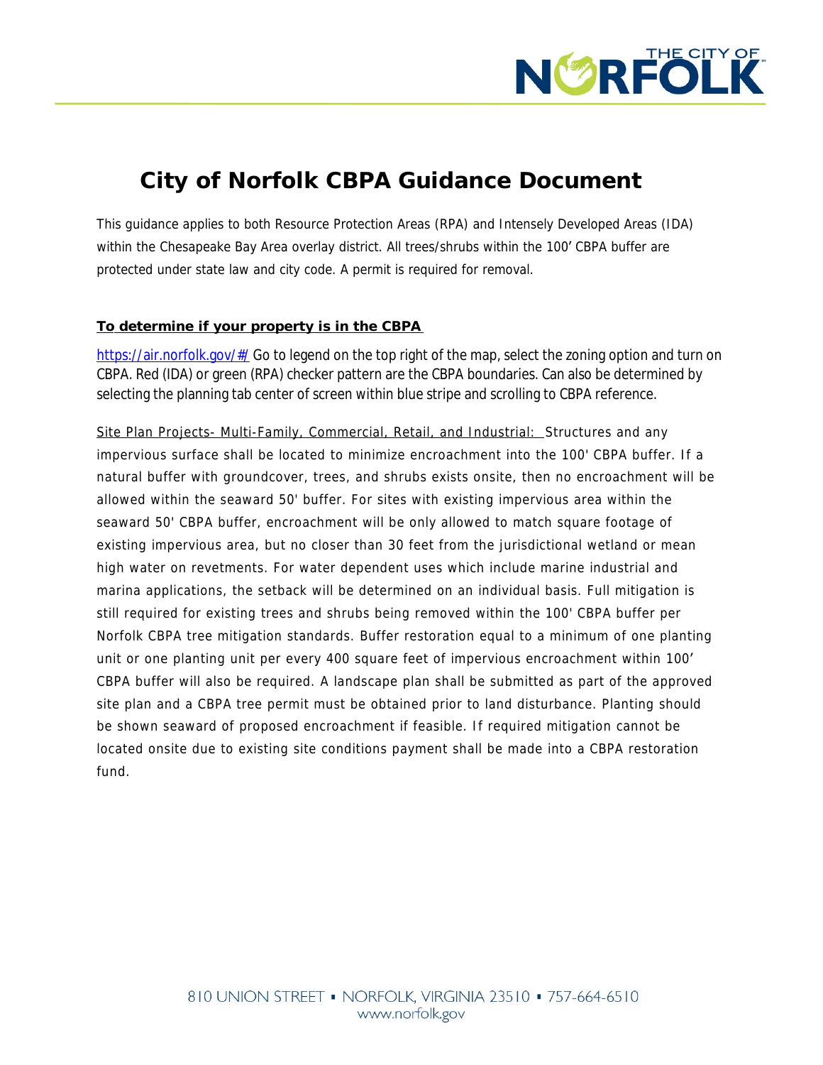# City of Norfolk CBPA Guidance Document

This guidance applies to both Resource Protection Areas (RPA) and Intensely Developed Areas (IDA) within the Chesapeake Bay Area overlay district. All trees/shrubs within the 100' CBPA buffer are protected under state law and city code. A permit is required for removal.

**To determine if your property is in the CBPA**

https://air.norfolk.gov/#/ Go to legend on the top right of the map, select the zoning option and turn on CBPA. Red (IDA) or green (RPA) checker pattern are the CBPA boundaries. Can also be determined by selecting the planning tab center of screen within blue stripe and scrolling to CBPA reference.

Site Plan Projects- Multi-Family, Commercial, Retail, and Industrial: Structures and any impervious surface shall be located to minimize encroachment into the 100' CBPA buffer. If a natural buffer with groundcover, trees, and shrubs exists onsite, then no encroachment will be allowed within the seaward 50' buffer. For sites with existing impervious area within the seaward 50' CBPA buffer, encroachment will be only allowed to match square footage of existing impervious area, but no closer than 30 feet from the jurisdictional wetland or mean high water on revetments. For water dependent uses which include marine industrial and marina applications, the setback will be determined on an individual basis. Full mitigation is still required for existing trees and shrubs being removed within the 100' CBPA buffer per Norfolk CBPA tree mitigation standards. Buffer restoration equal to a minimum of one planting unit or one planting unit per every 400 square feet of impervious encroachment within 100' CBPA buffer will also be required. A landscape plan shall be submitted as part of the approved site plan and a CBPA tree permit must be obtained prior to land disturbance. Planting should be shown seaward of proposed encroachment if feasible. If required mitigation cannot be located onsite due to existing site conditions payment shall be made into a CBPA restoration fund.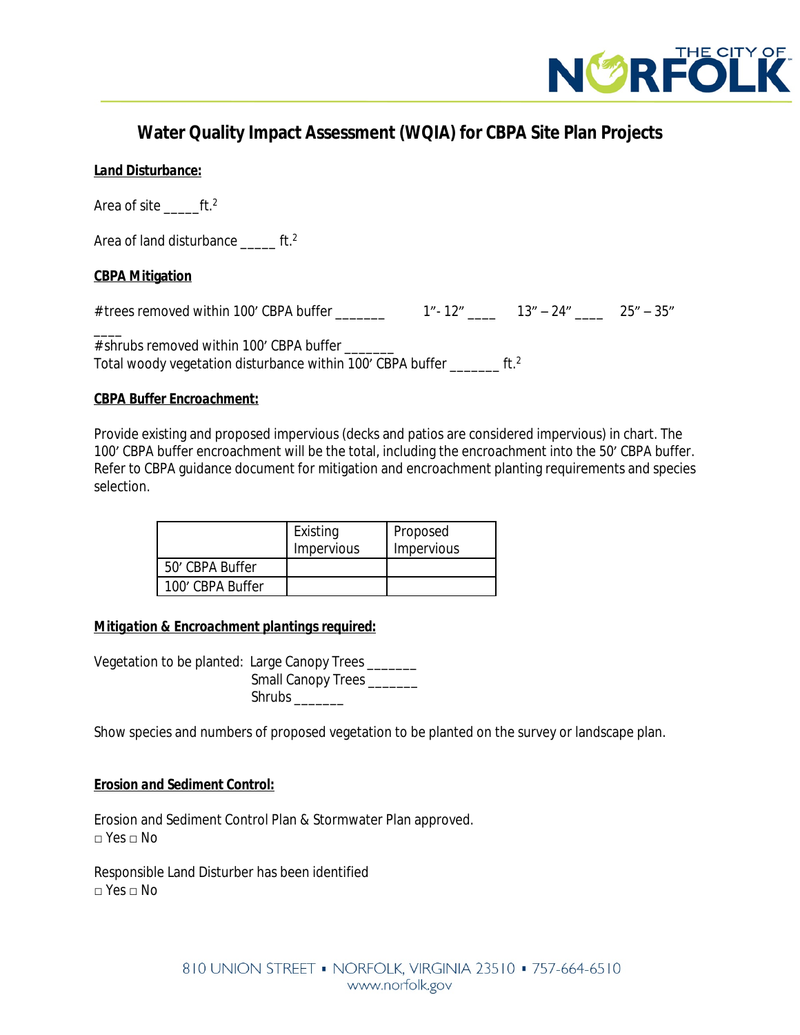# Water Quality Impact Assessment (WQIA) for CBPA Site Plan Projects

**Land Disturbance:**

Area of site _____ft.$^2$

Area of land disturbance _____ ft.$^2$

**CBPA Mitigation**

#trees removed within 100’ CBPA buffer _______ 1”- 12” ____ 13” – 24” ____ 25” – 35” ____

#shrubs removed within 100’ CBPA buffer _______

Total woody vegetation disturbance within 100’ CBPA buffer _______ ft.$^2$

**CBPA Buffer Encroachment:**

Provide existing and proposed impervious (decks and patios are considered impervious) in chart. The 100’ CBPA buffer encroachment will be the total, including the encroachment into the 50’ CBPA buffer. Refer to CBPA guidance document for mitigation and encroachment planting requirements and species selection.

| | Existing Impervious | Proposed Impervious |
|---|---|---|
| 50’ CBPA Buffer | | |
| 100’ CBPA Buffer | | |

**Mitigation & Encroachment plantings required:**

Vegetation to be planted: Large Canopy Trees _______
Small Canopy Trees _______
Shrubs _______

Show species and numbers of proposed vegetation to be planted on the survey or landscape plan.

**Erosion and Sediment Control:**

Erosion and Sediment Control Plan & Stormwater Plan approved.
□ Yes □ No

Responsible Land Disturber has been identified
□ Yes □ No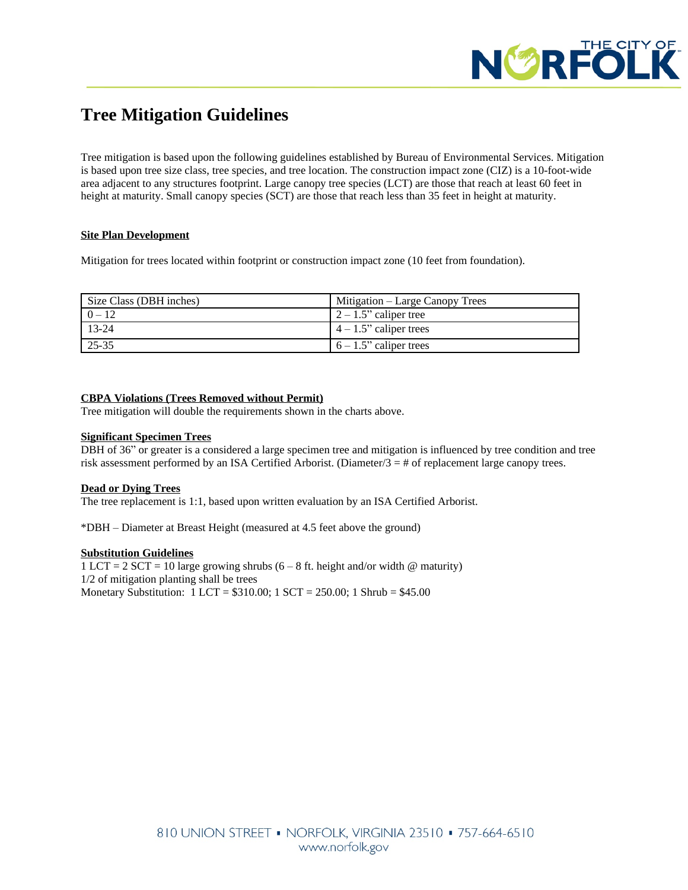# Tree Mitigation Guidelines

Tree mitigation is based upon the following guidelines established by Bureau of Environmental Services. Mitigation is based upon tree size class, tree species, and tree location. The construction impact zone (CIZ) is a 10-foot-wide area adjacent to any structures footprint. Large canopy tree species (LCT) are those that reach at least 60 feet in height at maturity. Small canopy species (SCT) are those that reach less than 35 feet in height at maturity.

**<u>Site Plan Development</u>**

Mitigation for trees located within footprint or construction impact zone (10 feet from foundation).

| Size Class (DBH inches) | Mitigation – Large Canopy Trees |
|---|---|
| 0 – 12 | 2 – 1.5" caliper tree |
| 13-24 | 4 – 1.5" caliper trees |
| 25-35 | 6 – 1.5" caliper trees |

**<u>CBPA Violations (Trees Removed without Permit)</u>**

Tree mitigation will double the requirements shown in the charts above.

**<u>Significant Specimen Trees</u>**

DBH of 36" or greater is a considered a large specimen tree and mitigation is influenced by tree condition and tree risk assessment performed by an ISA Certified Arborist. (Diameter/3 = # of replacement large canopy trees.

**<u>Dead or Dying Trees</u>**

The tree replacement is 1:1, based upon written evaluation by an ISA Certified Arborist.

*DBH – Diameter at Breast Height (measured at 4.5 feet above the ground)

**<u>Substitution Guidelines</u>**

1 LCT = 2 SCT = 10 large growing shrubs (6 – 8 ft. height and/or width @ maturity)
1/2 of mitigation planting shall be trees
Monetary Substitution: 1 LCT = $310.00; 1 SCT = 250.00; 1 Shrub = $45.00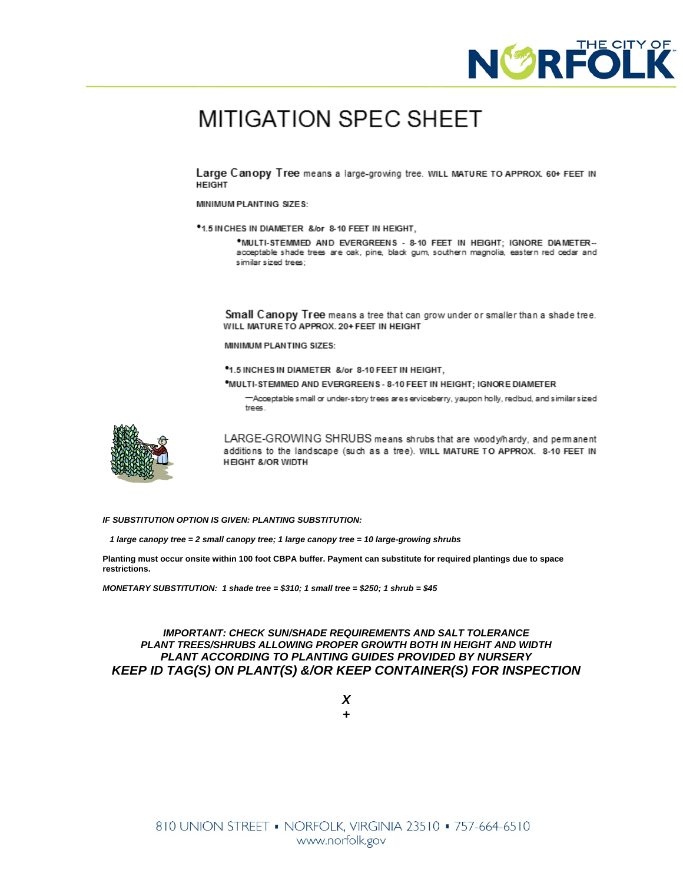# MITIGATION SPEC SHEET

**Large Canopy Tree** means a large-growing tree. **WILL MATURE TO APPROX. 60+ FEET IN HEIGHT**

**MINIMUM PLANTING SIZES:**

- **1.5 INCHES IN DIAMETER &/or 8-10 FEET IN HEIGHT,**
  - **MULTI-STEMMED AND EVERGREENS - 8-10 FEET IN HEIGHT; IGNORE DIAMETER**-- acceptable shade trees are oak, pine, black gum, southern magnolia, eastern red cedar and similar sized trees;

**Small Canopy Tree** means a tree that can grow under or smaller than a shade tree. **WILL MATURE TO APPROX. 20+ FEET IN HEIGHT**

**MINIMUM PLANTING SIZES:**

- **1.5 INCHES IN DIAMETER &/or 8-10 FEET IN HEIGHT,**
- **MULTI-STEMMED AND EVERGREENS - 8-10 FEET IN HEIGHT; IGNORE DIAMETER**

—Acceptable small or under-story trees are serviceberry, yaupon holly, redbud, and similar sized trees.

LARGE-GROWING SHRUBS means shrubs that are woody/hardy, and permanent additions to the landscape (such as a tree). **WILL MATURE TO APPROX. 8-10 FEET IN HEIGHT &/OR WIDTH**

***IF SUBSTITUTION OPTION IS GIVEN: PLANTING SUBSTITUTION:***

***1 large canopy tree = 2 small canopy tree; 1 large canopy tree = 10 large-growing shrubs***

**Planting must occur onsite within 100 foot CBPA buffer. Payment can substitute for required plantings due to space restrictions.**

***MONETARY SUBSTITUTION: 1 shade tree = $310; 1 small tree = $250; 1 shrub = $45***

***IMPORTANT: CHECK SUN/SHADE REQUIREMENTS AND SALT TOLERANCE***
***PLANT TREES/SHRUBS ALLOWING PROPER GROWTH BOTH IN HEIGHT AND WIDTH***
***PLANT ACCORDING TO PLANTING GUIDES PROVIDED BY NURSERY***
***KEEP ID TAG(S) ON PLANT(S) &/OR KEEP CONTAINER(S) FOR INSPECTION***

***X***
***+***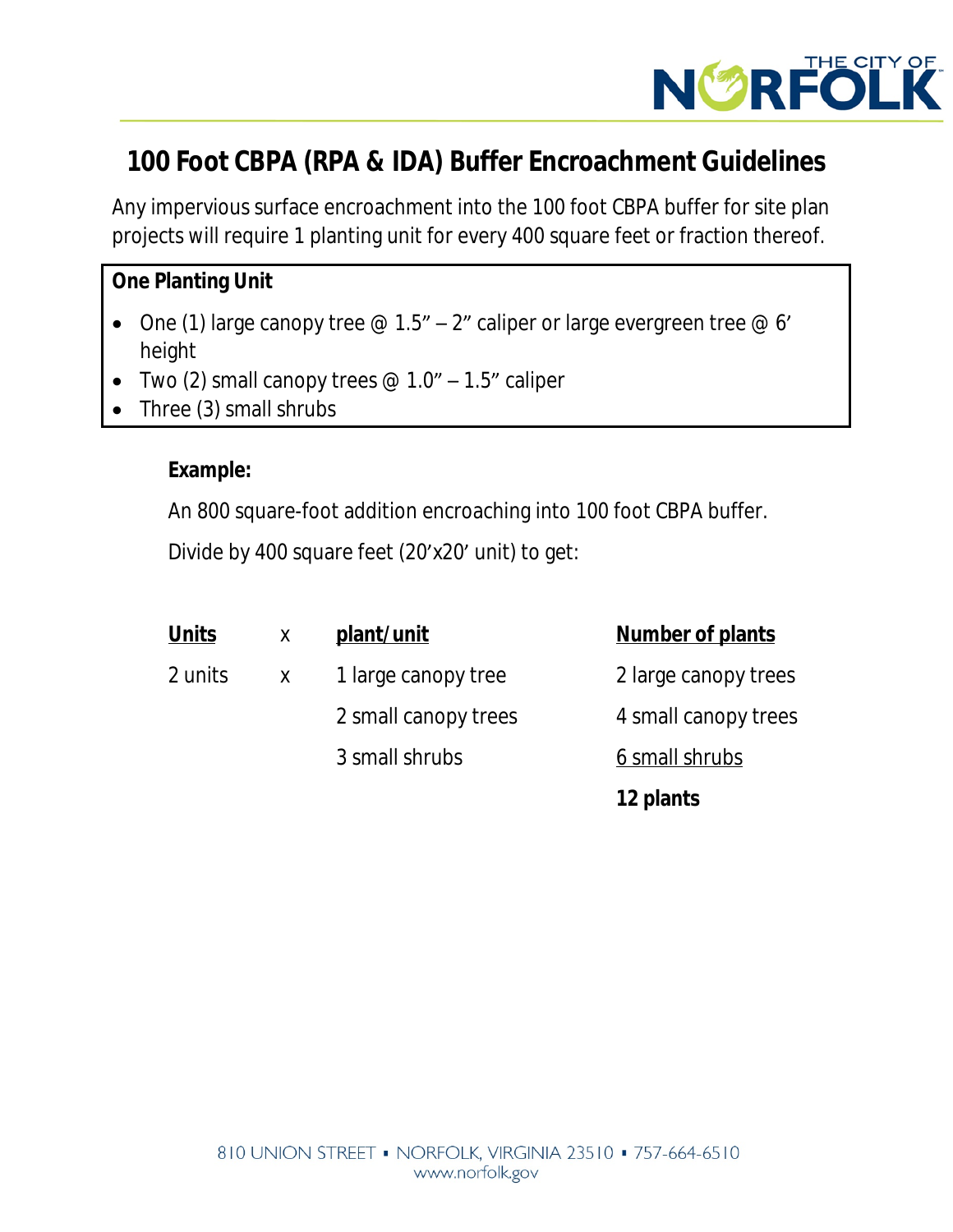# 100 Foot CBPA (RPA & IDA) Buffer Encroachment Guidelines

Any impervious surface encroachment into the 100 foot CBPA buffer for site plan projects will require 1 planting unit for every 400 square feet or fraction thereof.

**One Planting Unit**

- One (1) large canopy tree @ 1.5" – 2" caliper or large evergreen tree @ 6' height
- Two (2) small canopy trees @ 1.0" – 1.5" caliper
- Three (3) small shrubs

**Example:**

An 800 square-foot addition encroaching into 100 foot CBPA buffer.

Divide by 400 square feet (20'x20' unit) to get:

| Units | x | plant/unit | Number of plants |
|---|---|---|---|
| 2 units | x | 1 large canopy tree | 2 large canopy trees |
| | | 2 small canopy trees | 4 small canopy trees |
| | | 3 small shrubs | 6 small shrubs |
| | | | **12 plants** |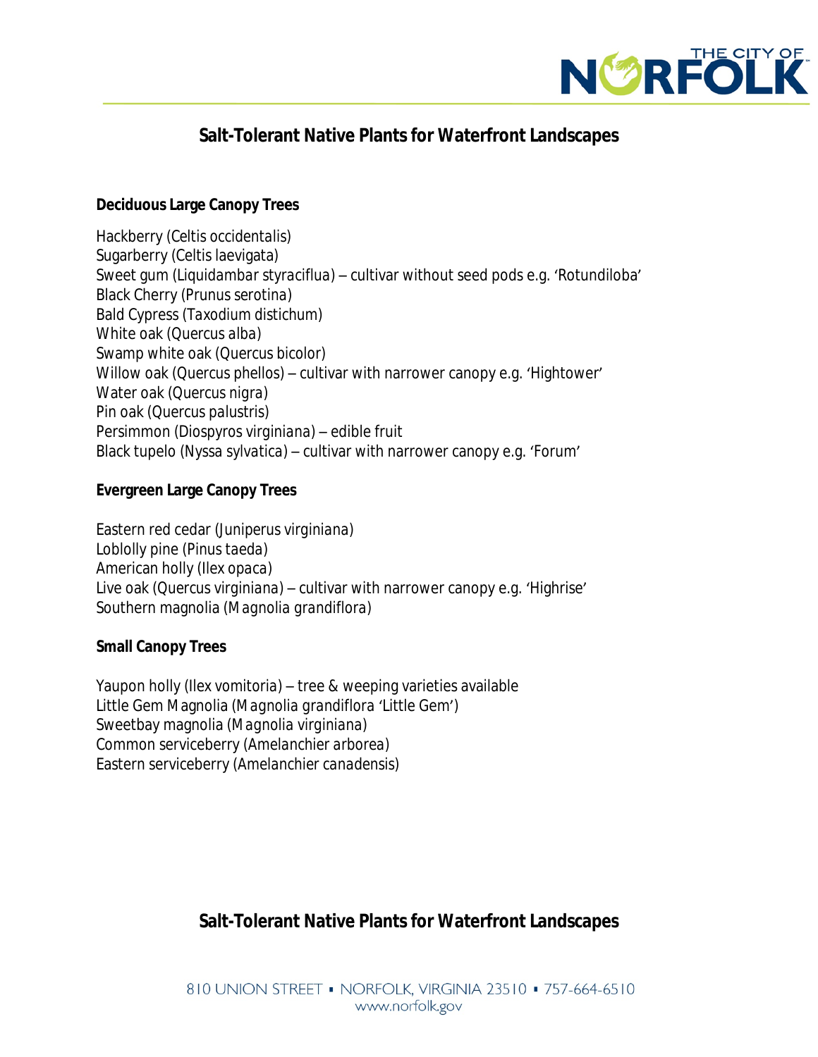# Salt-Tolerant Native Plants for Waterfront Landscapes

**Deciduous Large Canopy Trees**

Hackberry (Celtis occidentalis)
Sugarberry (Celtis laevigata)
Sweet gum (Liquidambar styraciflua) – cultivar without seed pods e.g. 'Rotundiloba'
Black Cherry (Prunus serotina)
Bald Cypress (Taxodium distichum)
White oak (Quercus alba)
Swamp white oak (Quercus bicolor)
Willow oak (Quercus phellos) – cultivar with narrower canopy e.g. 'Hightower'
Water oak (Quercus nigra)
Pin oak (Quercus palustris)
Persimmon (Diospyros virginiana) – edible fruit
Black tupelo (Nyssa sylvatica) – cultivar with narrower canopy e.g. 'Forum'

**Evergreen Large Canopy Trees**

Eastern red cedar (Juniperus virginiana)
Loblolly pine (Pinus taeda)
American holly (Ilex opaca)
Live oak (Quercus virginiana) – cultivar with narrower canopy e.g. 'Highrise'
Southern magnolia (Magnolia grandiflora)

**Small Canopy Trees**

Yaupon holly (Ilex vomitoria) – tree & weeping varieties available
Little Gem Magnolia (Magnolia grandiflora 'Little Gem')
Sweetbay magnolia (Magnolia virginiana)
Common serviceberry (Amelanchier arborea)
Eastern serviceberry (Amelanchier canadensis)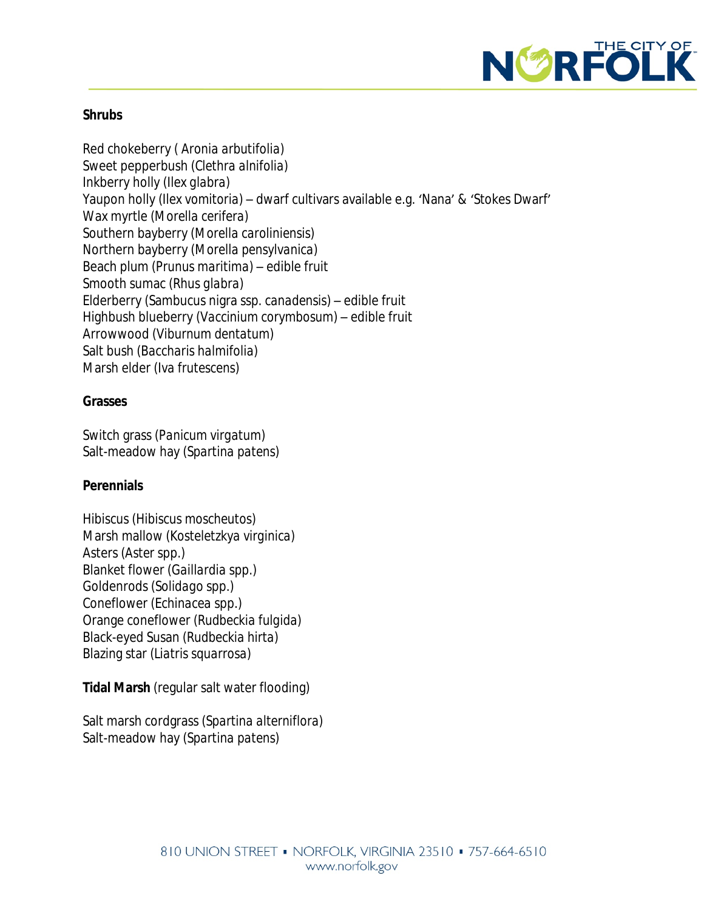**Shrubs**

Red chokeberry ( *Aronia arbutifolia*)
Sweet pepperbush (*Clethra alnifolia*)
Inkberry holly (*Ilex glabra*)
Yaupon holly (*Ilex vomitoria*) – dwarf cultivars available e.g. 'Nana' & 'Stokes Dwarf'
Wax myrtle (*Morella cerifera*)
Southern bayberry (*Morella caroliniensis*)
Northern bayberry (*Morella pensylvanica*)
Beach plum (*Prunus maritima*) – edible fruit
Smooth sumac (*Rhus glabra*)
Elderberry (*Sambucus nigra* ssp. *canadensis*) – edible fruit
Highbush blueberry (*Vaccinium corymbosum*) – edible fruit
Arrowwood (*Viburnum dentatum*)
Salt bush (*Baccharis halmifolia*)
Marsh elder (*Iva frutescens*)

**Grasses**

Switch grass (*Panicum virgatum*)
Salt-meadow hay (*Spartina patens*)

**Perennials**

Hibiscus (*Hibiscus moscheutos*)
Marsh mallow (*Kosteletzkya virginica*)
Asters (*Aster* spp.)
Blanket flower (*Gaillardia* spp.)
Goldenrods (*Solidago* spp.)
Coneflower (*Echinacea* spp.)
Orange coneflower (*Rudbeckia fulgida*)
Black-eyed Susan (*Rudbeckia hirta*)
Blazing star (*Liatris squarrosa*)

**Tidal Marsh** (regular salt water flooding)

Salt marsh cordgrass (*Spartina alterniflora*)
Salt-meadow hay (*Spartina patens*)